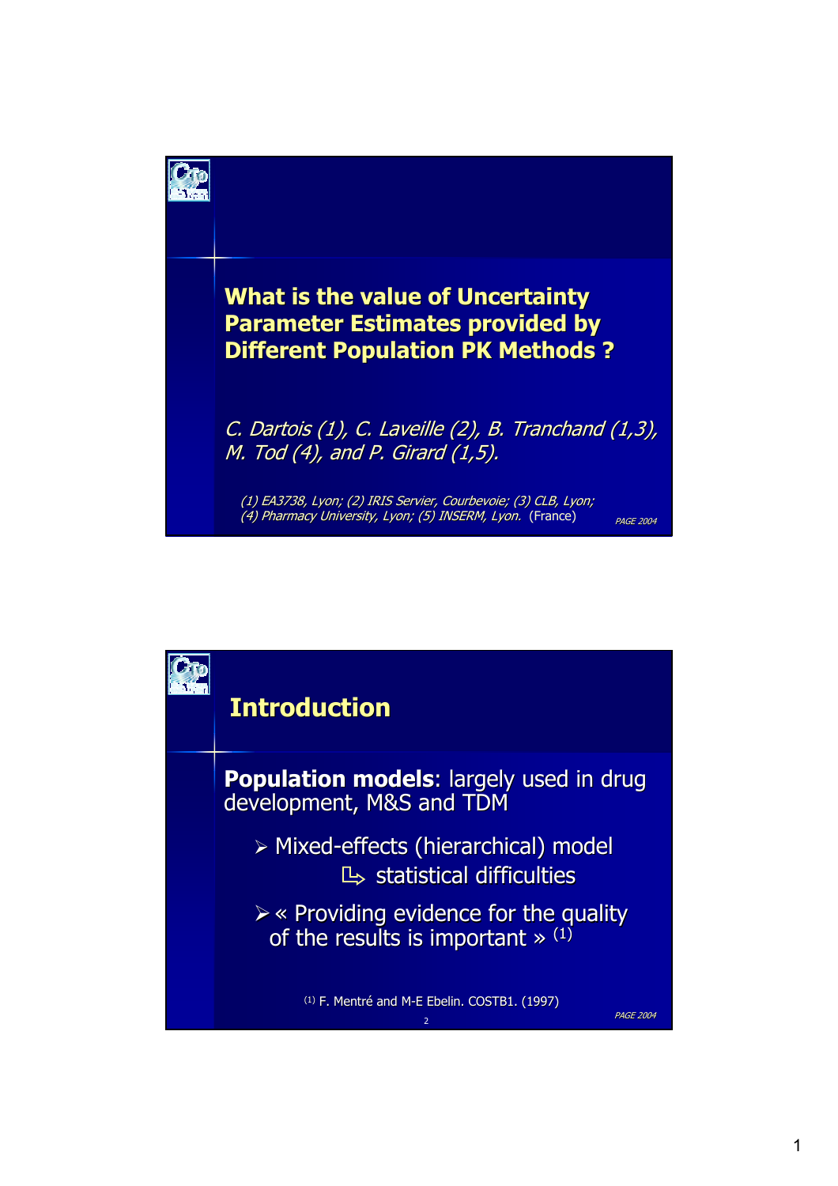# What is the value of Uncertainty Parameter Estimates provided by Different Population PK Methods ?

*C. Dartois (1), C. Laveille (2), B. Tranchand (1,3), M. Tod (4), and P. Girard (1,5).*

*(1) EA3738, Lyon; (2) IRIS Servier, Courbevoie; (3) CLB, Lyon; (4) Pharmacy University, Lyon; (5) INSERM, Lyon.* (France)

## Introduction

**Population models**: largely used in drug development, M&S and TDM

- Mixed-effects (hierarchical) model
  - ↳ statistical difficulties
- « Providing evidence for the quality of the results is important » [1]

[1] F. Mentré and M-E Ebelin. COSTB1. (1997)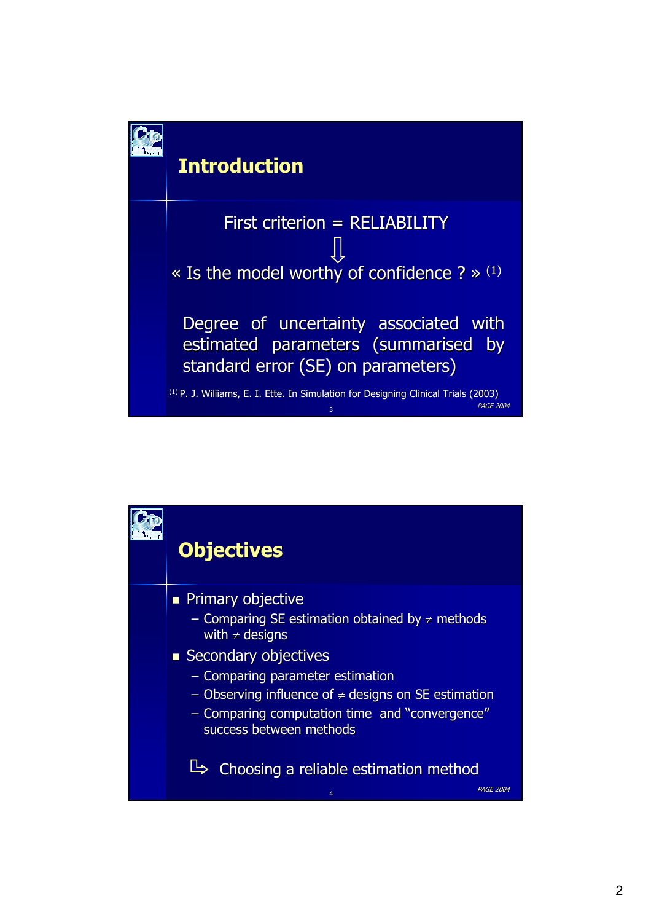## Introduction

First criterion = RELIABILITY

⇩

« Is the model worthy of confidence ? » [1]

Degree of uncertainty associated with estimated parameters (summarised by standard error (SE) on parameters)

[1] P. J. Wiliiams, E. I. Ette. In Simulation for Designing Clinical Trials (2003)

## Objectives

- Primary objective
  - Comparing SE estimation obtained by ≠ methods with ≠ designs
- Secondary objectives
  - Comparing parameter estimation
  - Observing influence of ≠ designs on SE estimation
  - Comparing computation time and "convergence" success between methods

↳ Choosing a reliable estimation method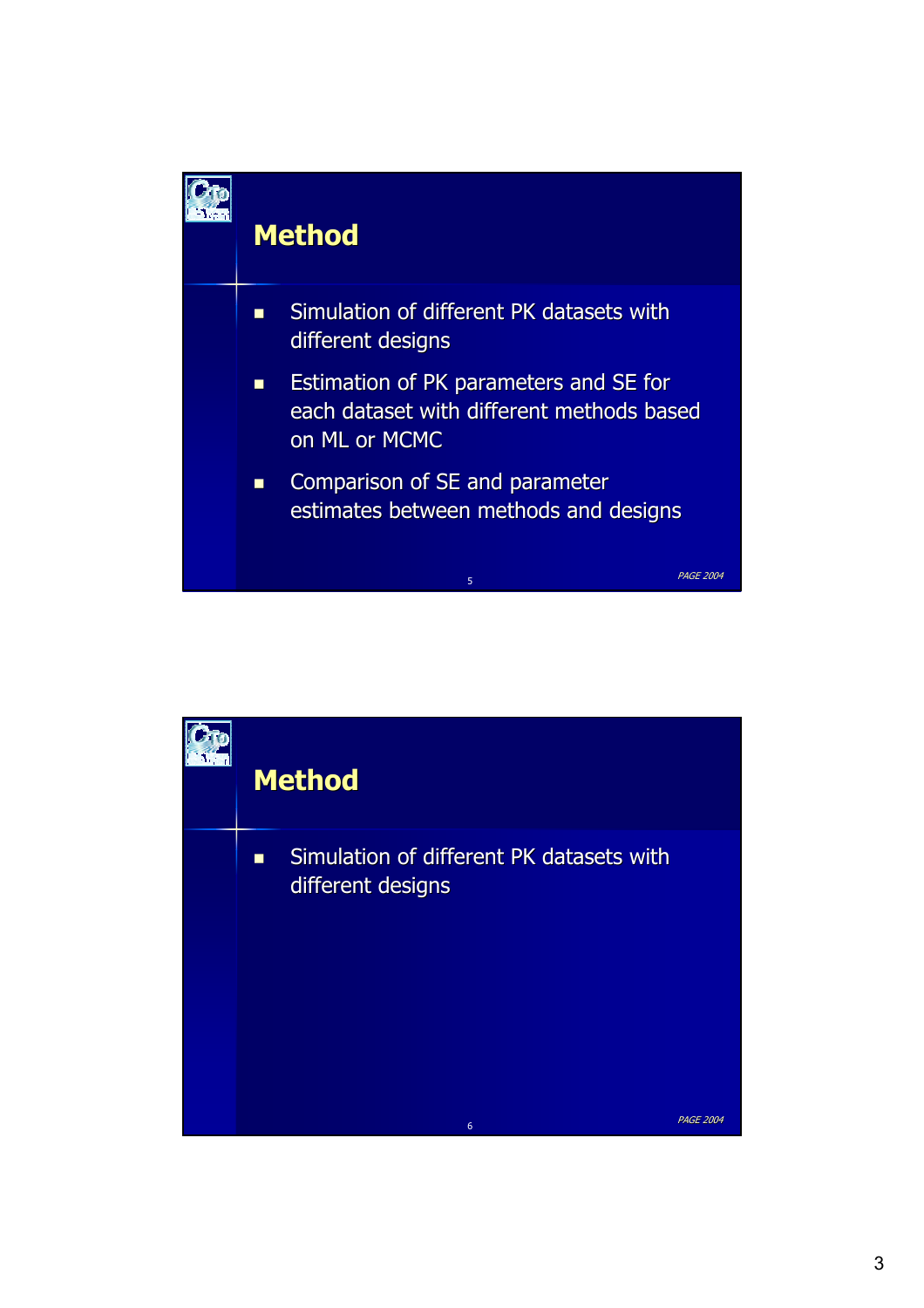## Method

- Simulation of different PK datasets with different designs
- Estimation of PK parameters and SE for each dataset with different methods based on ML or MCMC
- Comparison of SE and parameter estimates between methods and designs

## Method

- Simulation of different PK datasets with different designs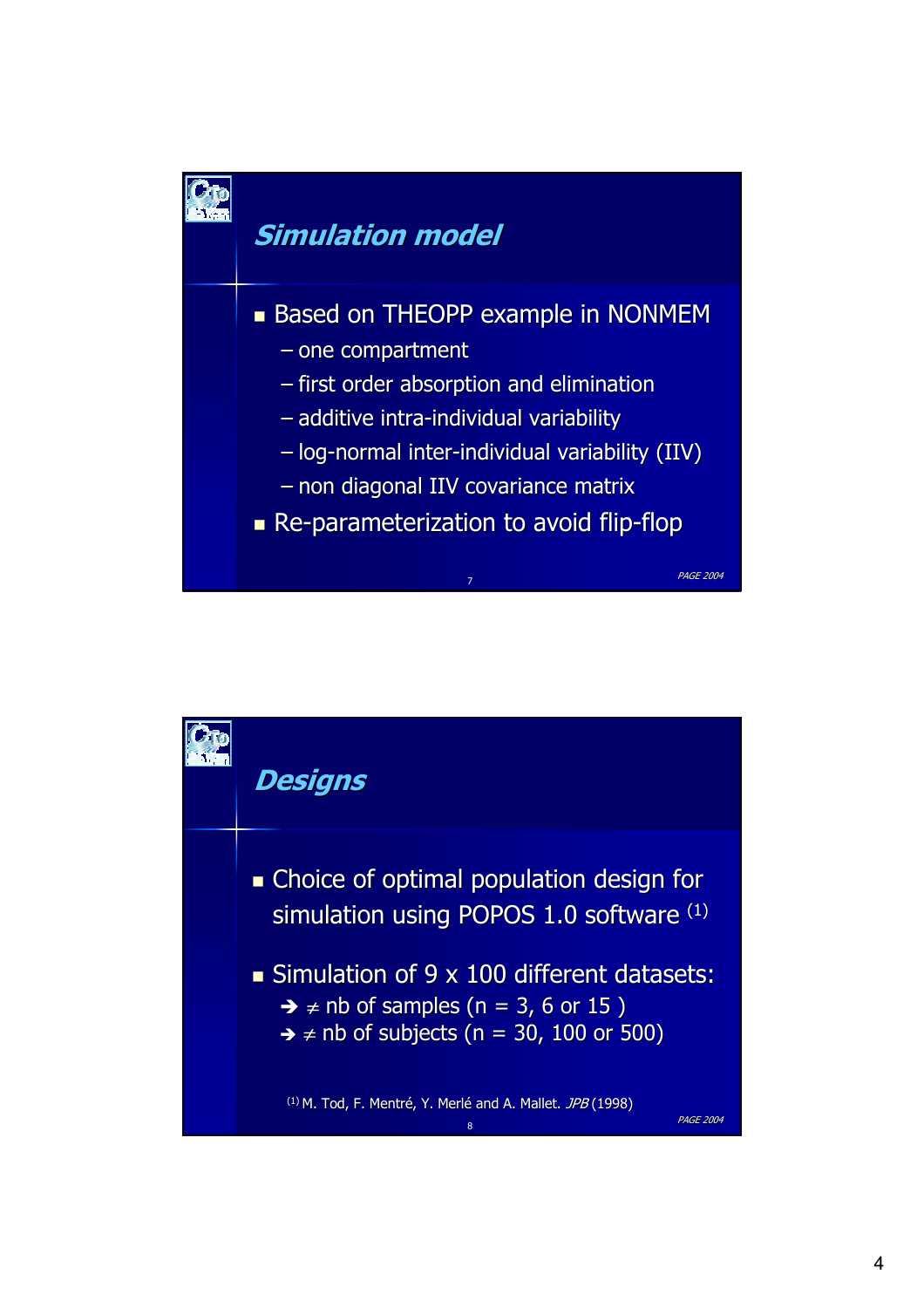## Simulation model

- Based on THEOPP example in NONMEM
  - one compartment
  - first order absorption and elimination
  - additive intra-individual variability
  - log-normal inter-individual variability (IIV)
  - non diagonal IIV covariance matrix
- Re-parameterization to avoid flip-flop

## Designs

- Choice of optimal population design for simulation using POPOS 1.0 software [1]
- Simulation of 9 x 100 different datasets:
  - ➔ ≠ nb of samples (n = 3, 6 or 15 )
  - ➔ ≠ nb of subjects (n = 30, 100 or 500)

[1] M. Tod, F. Mentré, Y. Merlé and A. Mallet. *JPB* (1998)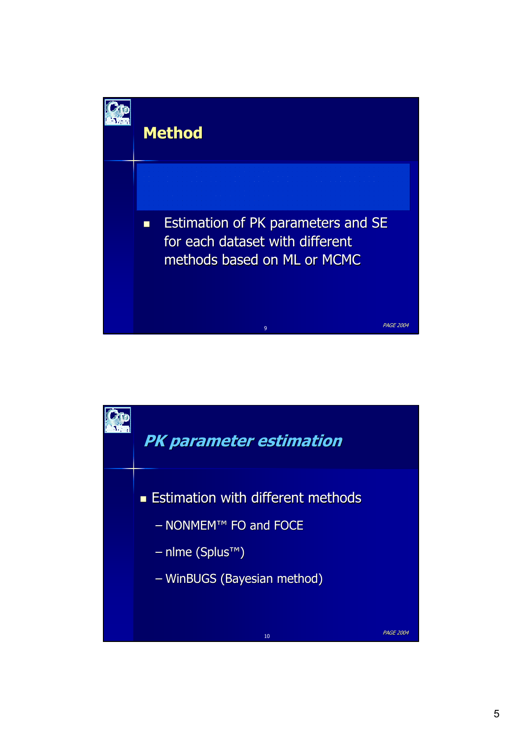## Method

- Estimation of PK parameters and SE for each dataset with different methods based on ML or MCMC

## *PK parameter estimation*

- Estimation with different methods
  - NONMEM™ FO and FOCE
  - nlme (Splus™)
  - WinBUGS (Bayesian method)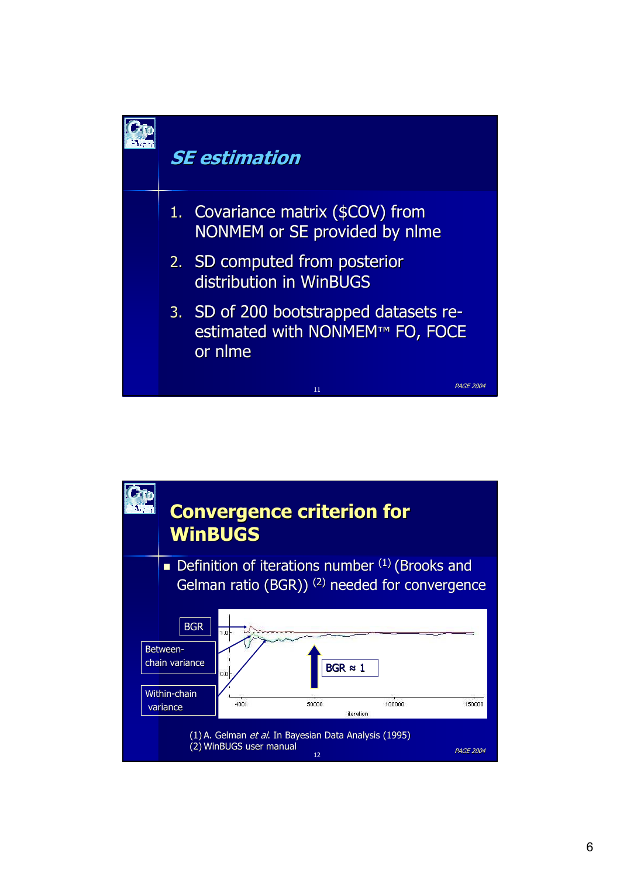## SE estimation

1. Covariance matrix ($COV) from NONMEM or SE provided by nlme
2. SD computed from posterior distribution in WinBUGS
3. SD of 200 bootstrapped datasets re-estimated with NONMEM™ FO, FOCE or nlme

## Convergence criterion for WinBUGS

- Definition of iterations number [1] (Brooks and Gelman ratio (BGR)) [2] needed for convergence

BGR

Between-chain variance

Within-chain variance

BGR ≈ 1

(1) A. Gelman *et al.* In Bayesian Data Analysis (1995)
(2) WinBUGS user manual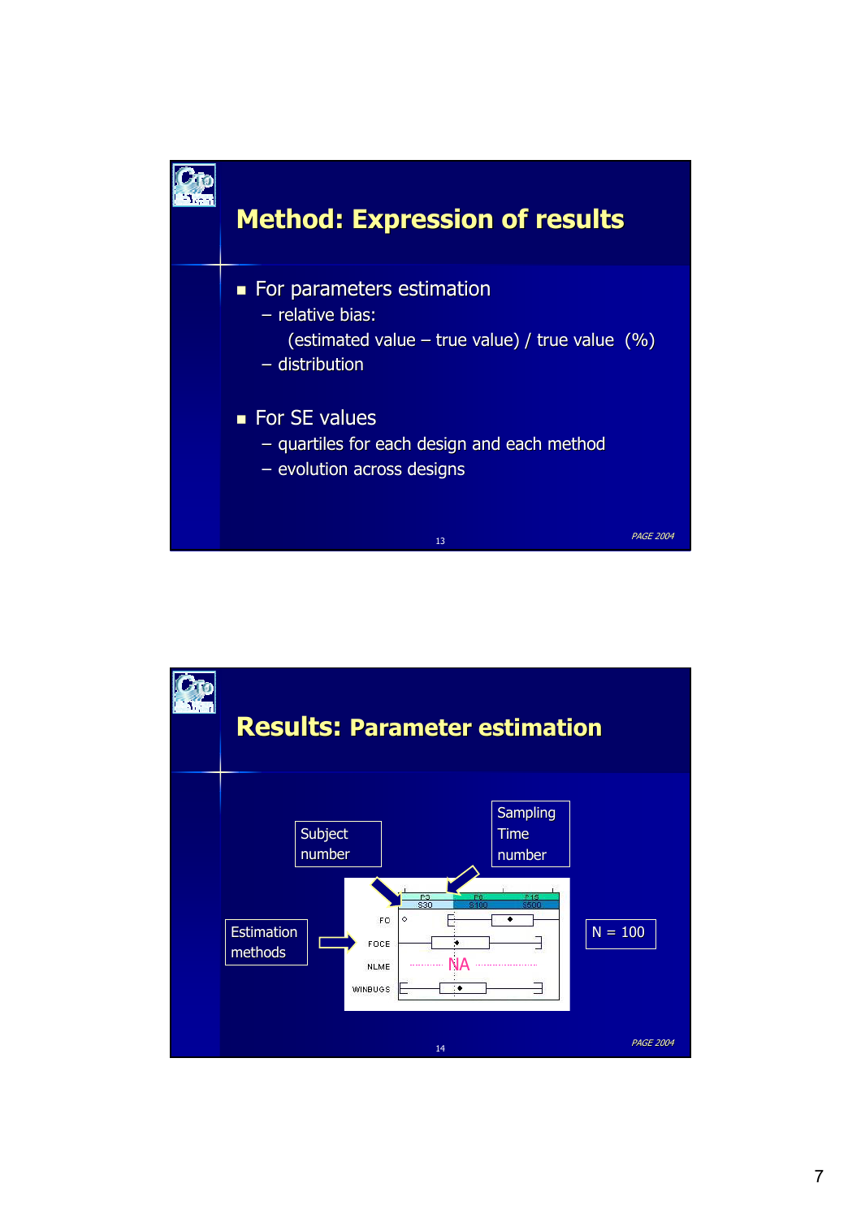# Method: Expression of results

- For parameters estimation
  - relative bias:

    (estimated value – true value) / true value (%)
  - distribution

- For SE values
  - quartiles for each design and each method
  - evolution across designs

# Results: Parameter estimation

Subject number

Sampling Time number

Estimation methods

N = 100

| | P3 S30 | P6 S100 | P15 S500 |
|---|---|---|---|
| FO | | | |
| FOCE | | | |
| NLME | | NA | |
| WINBUGS | | | |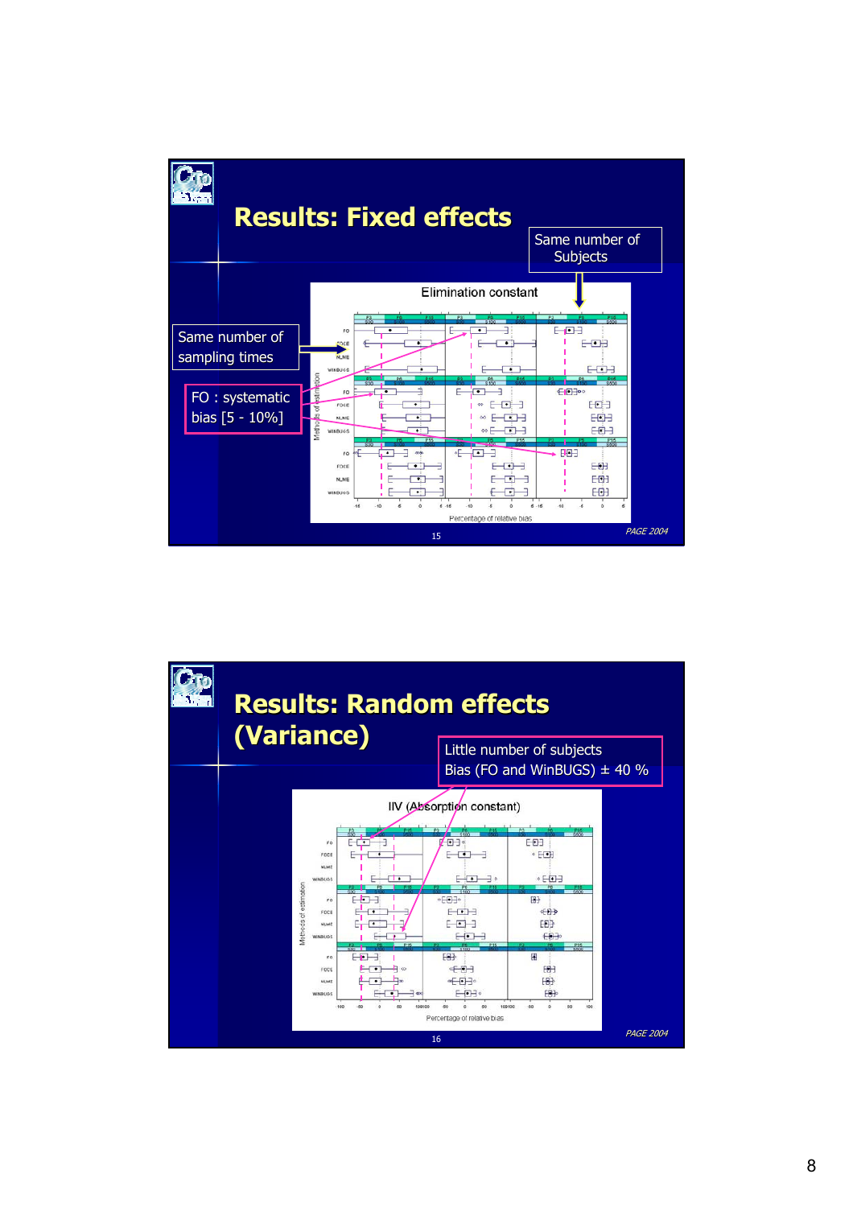# Results: Fixed effects

Same number of Subjects

Elimination constant

Same number of sampling times

FO : systematic bias [5 - 10%]

# Results: Random effects (Variance)

Little number of subjects
Bias (FO and WinBUGS) ± 40 %

IIV (Absorption constant)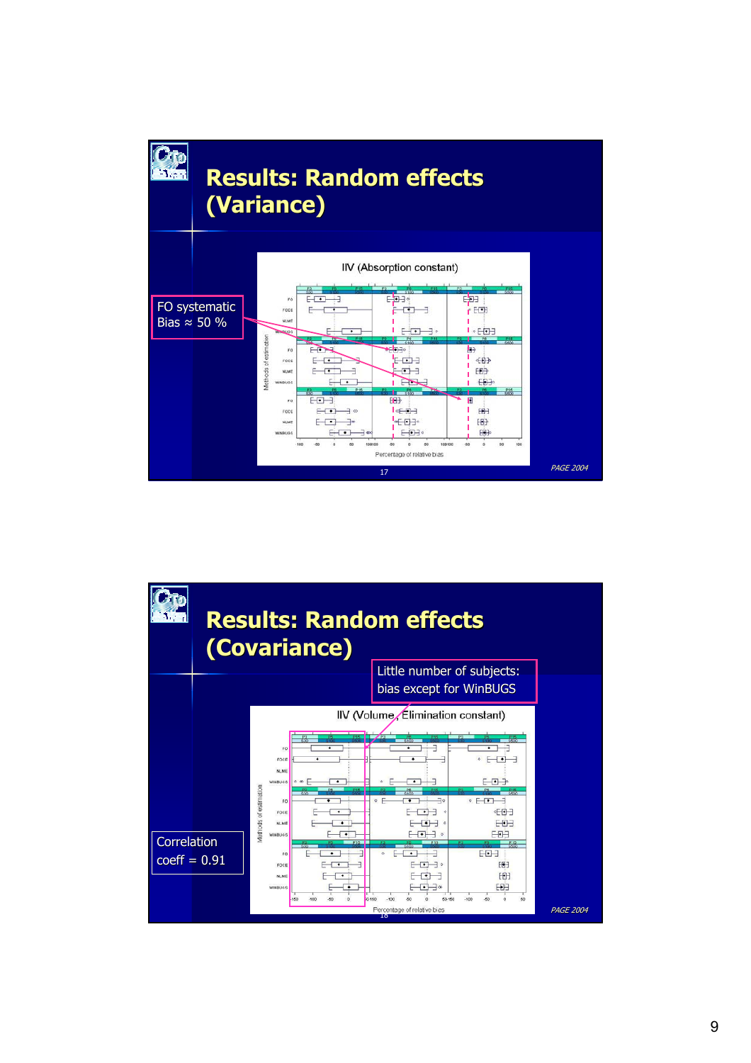# Results: Random effects (Variance)

FO systematic Bias ≈ 50 %

IIV (Absorption constant)

Methods of estimation

Percentage of relative bias

# Results: Random effects (Covariance)

Little number of subjects: bias except for WinBUGS

IIV (Volume, Elimination constant)

Correlation coeff = 0.91

Methods of estimation

Percentage of relative bias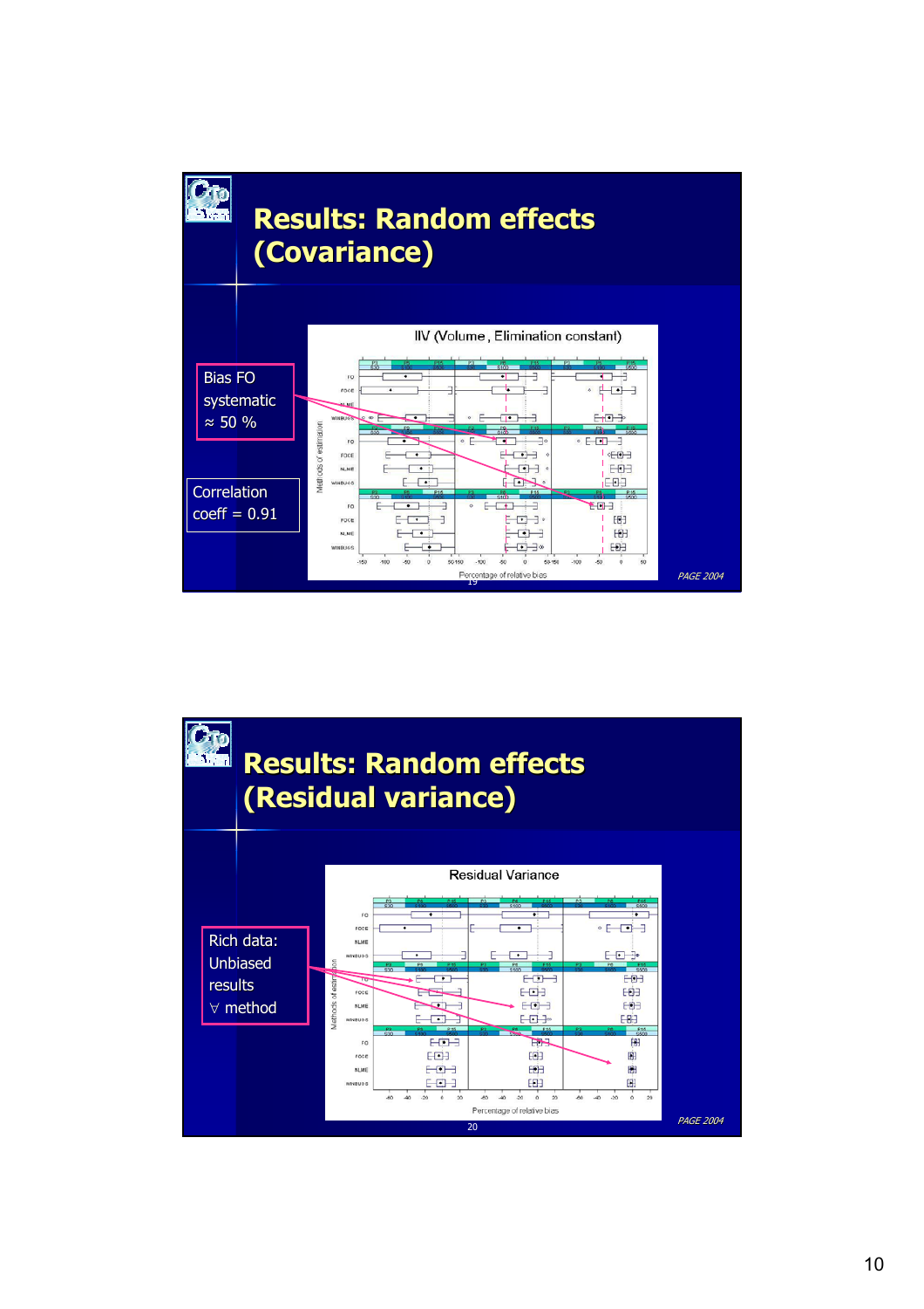# Results: Random effects (Covariance)

IIV (Volume, Elimination constant)

Bias FO systematic ≈ 50 %

Correlation coeff = 0.91

Percentage of relative bias

PAGE 2004

# Results: Random effects (Residual variance)

Residual Variance

Rich data: Unbiased results ∀ method

Percentage of relative bias

PAGE 2004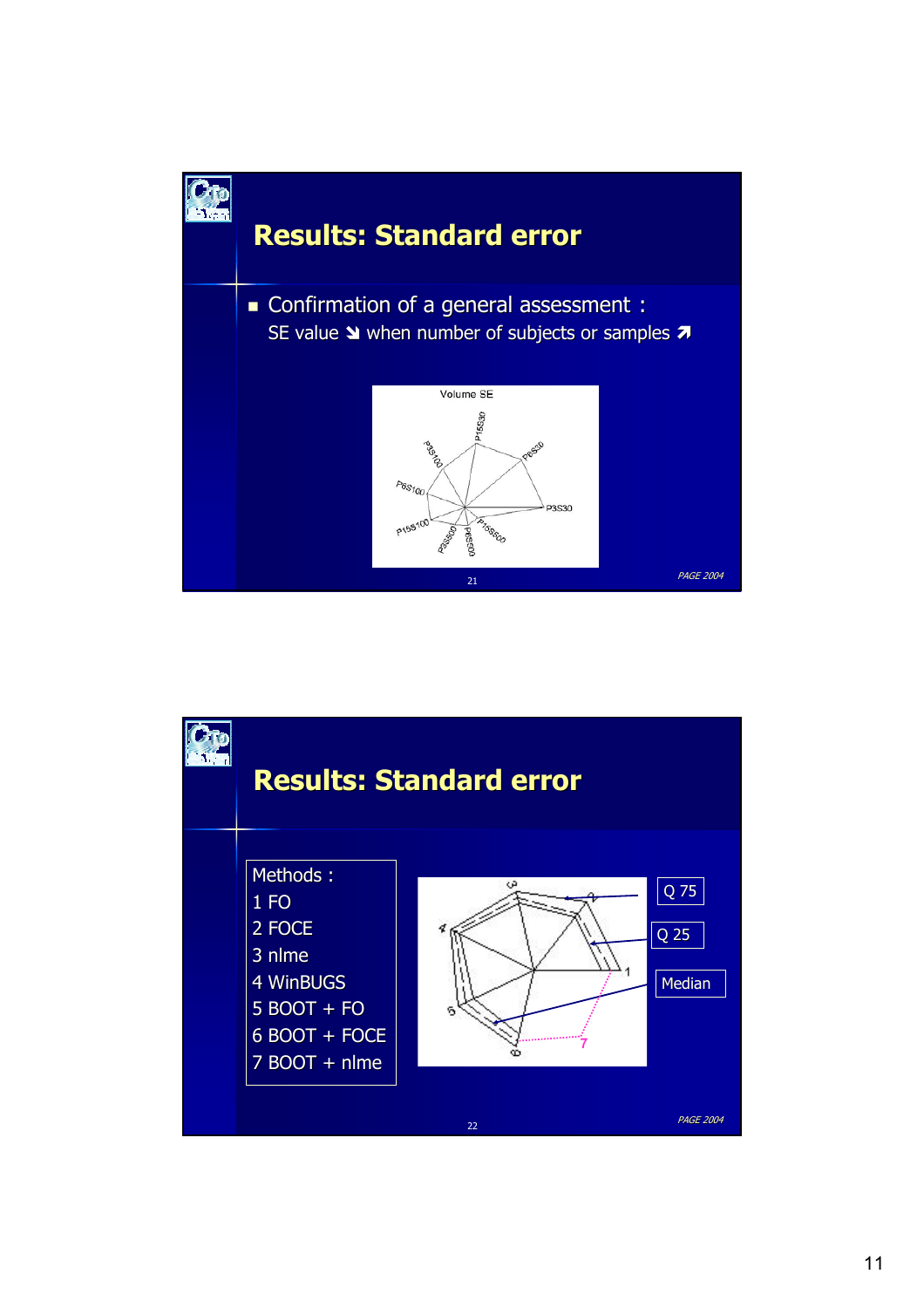## Results: Standard error

- Confirmation of a general assessment :
  SE value ↘ when number of subjects or samples ↗

Volume SE

P15S30, P6S30, P3S30, P15S500, P6S500, P3S500, P15S100, P6S100, P3S100

## Results: Standard error

Methods :
1 FO
2 FOCE
3 nlme
4 WinBUGS
5 BOOT + FO
6 BOOT + FOCE
7 BOOT + nlme

Q 75

Q 25

Median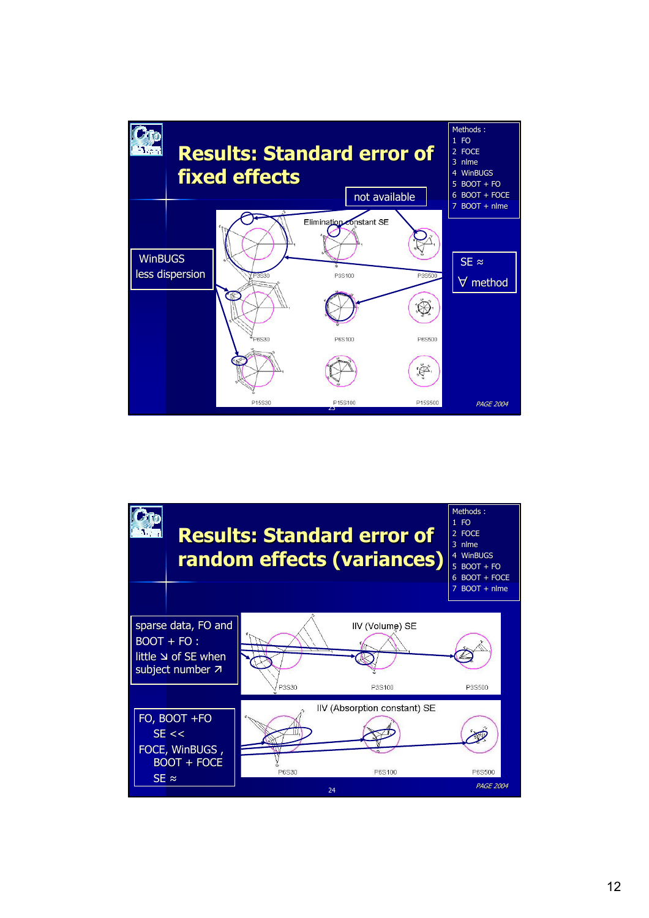## Results: Standard error of fixed effects

Methods :
1 FO
2 FOCE
3 nlme
4 WinBUGS
5 BOOT + FO
6 BOOT + FOCE
7 BOOT + nlme

not available

Elimination constant SE

WinBUGS
less dispersion

SE ≈
∀ method

P3S30 P3S100 P3S500
P6S30 P6S100 P6S500
P15S30 P15S100 P15S500

## Results: Standard error of random effects (variances)

Methods :
1 FO
2 FOCE
3 nlme
4 WinBUGS
5 BOOT + FO
6 BOOT + FOCE
7 BOOT + nlme

sparse data, FO and BOOT + FO :
little ↘ of SE when subject number ↗

IIV (Volume) SE

P3S30 P3S100 P3S500

FO, BOOT +FO
SE <<
FOCE, WinBUGS , BOOT + FOCE
SE ≈

IIV (Absorption constant) SE

P6S30 P6S100 P6S500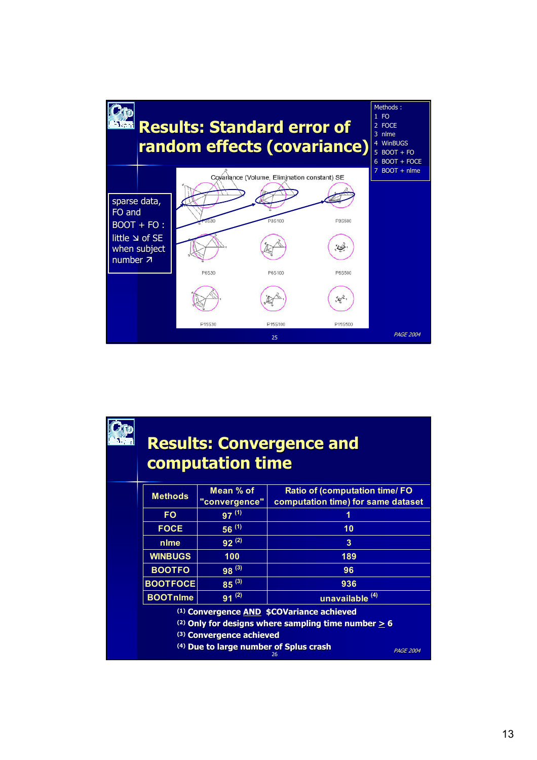## Results: Standard error of random effects (covariance)

Methods :
1 FO
2 FOCE
3 nlme
4 WinBUGS
5 BOOT + FO
6 BOOT + FOCE
7 BOOT + nlme

sparse data, FO and BOOT + FO : little ↘ of SE when subject number ↗

Covariance (Volume, Elimination constant) SE

P3S30 P3S100 P3S500

P6S30 P6S100 P6S500

P15S30 P15S100 P15S500

PAGE 2004

## Results: Convergence and computation time

| Methods | Mean % of "convergence" | Ratio of (computation time/ FO computation time) for same dataset |
|---|---|---|
| FO | 97 [(1)] | 1 |
| FOCE | 56 [(1)] | 10 |
| nlme | 92 [(2)] | 3 |
| WINBUGS | 100 | 189 |
| BOOTFO | 98 [(3)] | 96 |
| BOOTFOCE | 85 [(3)] | 936 |
| BOOTnlme | 91 [(2)] | unavailable [(4)] |

[(1)] Convergence AND $COVariance achieved
[(2)] Only for designs where sampling time number ≥ 6
[(3)] Convergence achieved
[(4)] Due to large number of Splus crash

PAGE 2004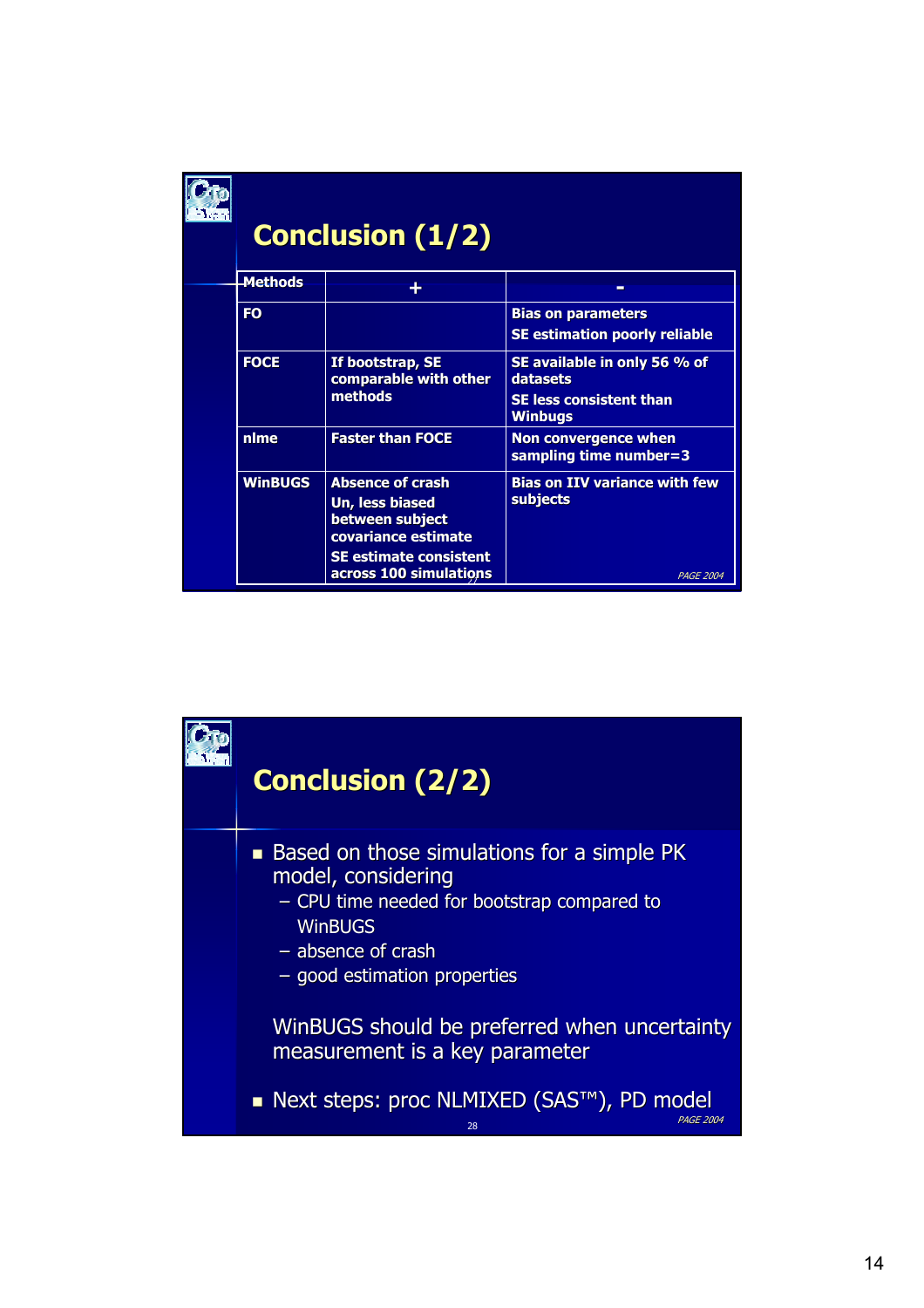# Conclusion (1/2)

| Methods | + | - |
|---|---|---|
| FO | | Bias on parameters<br>SE estimation poorly reliable |
| FOCE | If bootstrap, SE comparable with other methods | SE available in only 56 % of datasets<br>SE less consistent than Winbugs |
| nlme | Faster than FOCE | Non convergence when sampling time number=3 |
| WinBUGS | Absence of crash<br>Un, less biased between subject covariance estimate<br>SE estimate consistent across 100 simulations | Bias on IIV variance with few subjects |

*PAGE 2004*

# Conclusion (2/2)

- Based on those simulations for a simple PK model, considering
  - CPU time needed for bootstrap compared to WinBUGS
  - absence of crash
  - good estimation properties

  WinBUGS should be preferred when uncertainty measurement is a key parameter

- Next steps: proc NLMIXED (SAS™), PD model

*PAGE 2004*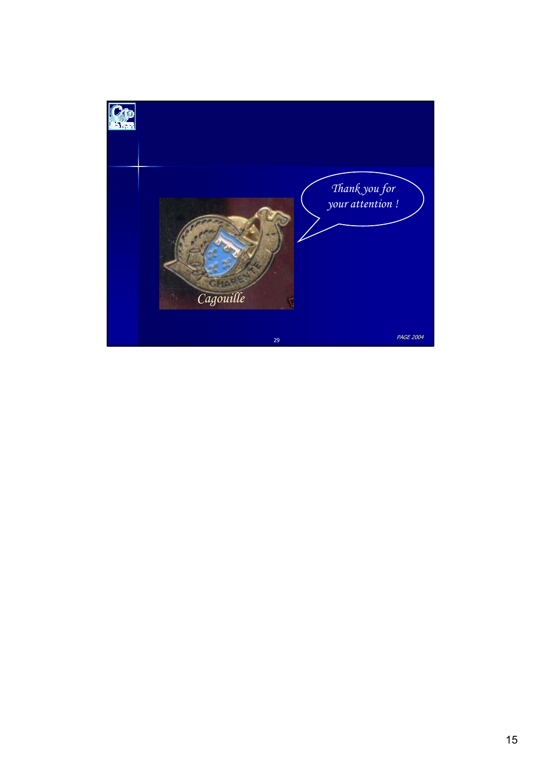Thank you for your attention !

Cagouille

CHARENTE